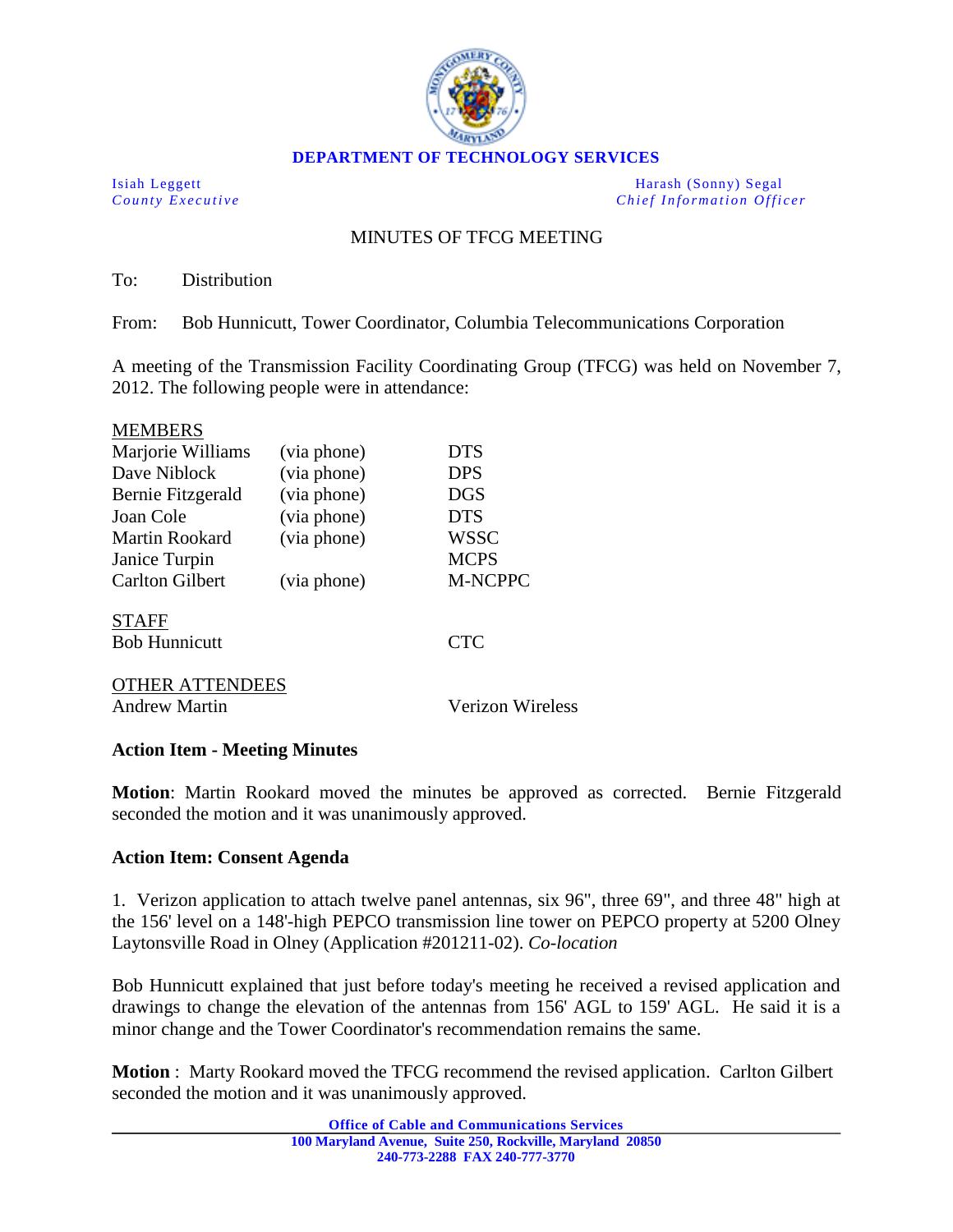**DEPARTMENT OF TECHNOLOGY SERVICES**

Isiah Leggett
*County Executive*

Harash (Sonny) Segal
*Chief Information Officer*

MINUTES OF TFCG MEETING

To: Distribution

From: Bob Hunnicutt, Tower Coordinator, Columbia Telecommunications Corporation

A meeting of the Transmission Facility Coordinating Group (TFCG) was held on November 7, 2012. The following people were in attendance:

MEMBERS

| | | |
|---|---|---|
| Marjorie Williams | (via phone) | DTS |
| Dave Niblock | (via phone) | DPS |
| Bernie Fitzgerald | (via phone) | DGS |
| Joan Cole | (via phone) | DTS |
| Martin Rookard | (via phone) | WSSC |
| Janice Turpin | | MCPS |
| Carlton Gilbert | (via phone) | M-NCPPC |

STAFF

| | |
|---|---|
| Bob Hunnicutt | CTC |

OTHER ATTENDEES

| | |
|---|---|
| Andrew Martin | Verizon Wireless |

**Action Item - Meeting Minutes**

**Motion**: Martin Rookard moved the minutes be approved as corrected. Bernie Fitzgerald seconded the motion and it was unanimously approved.

**Action Item: Consent Agenda**

1. Verizon application to attach twelve panel antennas, six 96", three 69", and three 48" high at the 156' level on a 148'-high PEPCO transmission line tower on PEPCO property at 5200 Olney Laytonsville Road in Olney (Application #201211-02). *Co-location*

Bob Hunnicutt explained that just before today's meeting he received a revised application and drawings to change the elevation of the antennas from 156' AGL to 159' AGL. He said it is a minor change and the Tower Coordinator's recommendation remains the same.

**Motion** : Marty Rookard moved the TFCG recommend the revised application. Carlton Gilbert seconded the motion and it was unanimously approved.

Office of Cable and Communications Services
100 Maryland Avenue, Suite 250, Rockville, Maryland 20850
240-773-2288 FAX 240-777-3770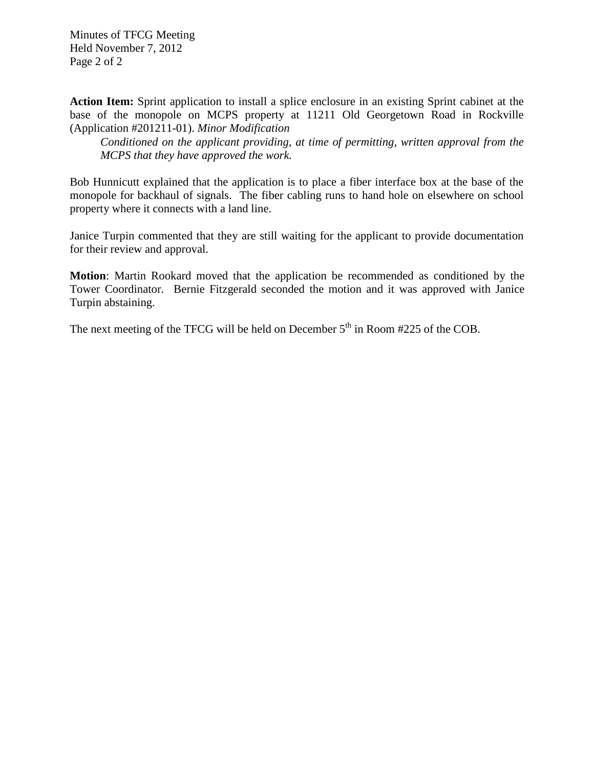**Action Item:** Sprint application to install a splice enclosure in an existing Sprint cabinet at the base of the monopole on MCPS property at 11211 Old Georgetown Road in Rockville (Application #201211-01). *Minor Modification*

> *Conditioned on the applicant providing, at time of permitting, written approval from the MCPS that they have approved the work.*

Bob Hunnicutt explained that the application is to place a fiber interface box at the base of the monopole for backhaul of signals. The fiber cabling runs to hand hole on elsewhere on school property where it connects with a land line.

Janice Turpin commented that they are still waiting for the applicant to provide documentation for their review and approval.

**Motion**: Martin Rookard moved that the application be recommended as conditioned by the Tower Coordinator. Bernie Fitzgerald seconded the motion and it was approved with Janice Turpin abstaining.

The next meeting of the TFCG will be held on December 5th in Room #225 of the COB.